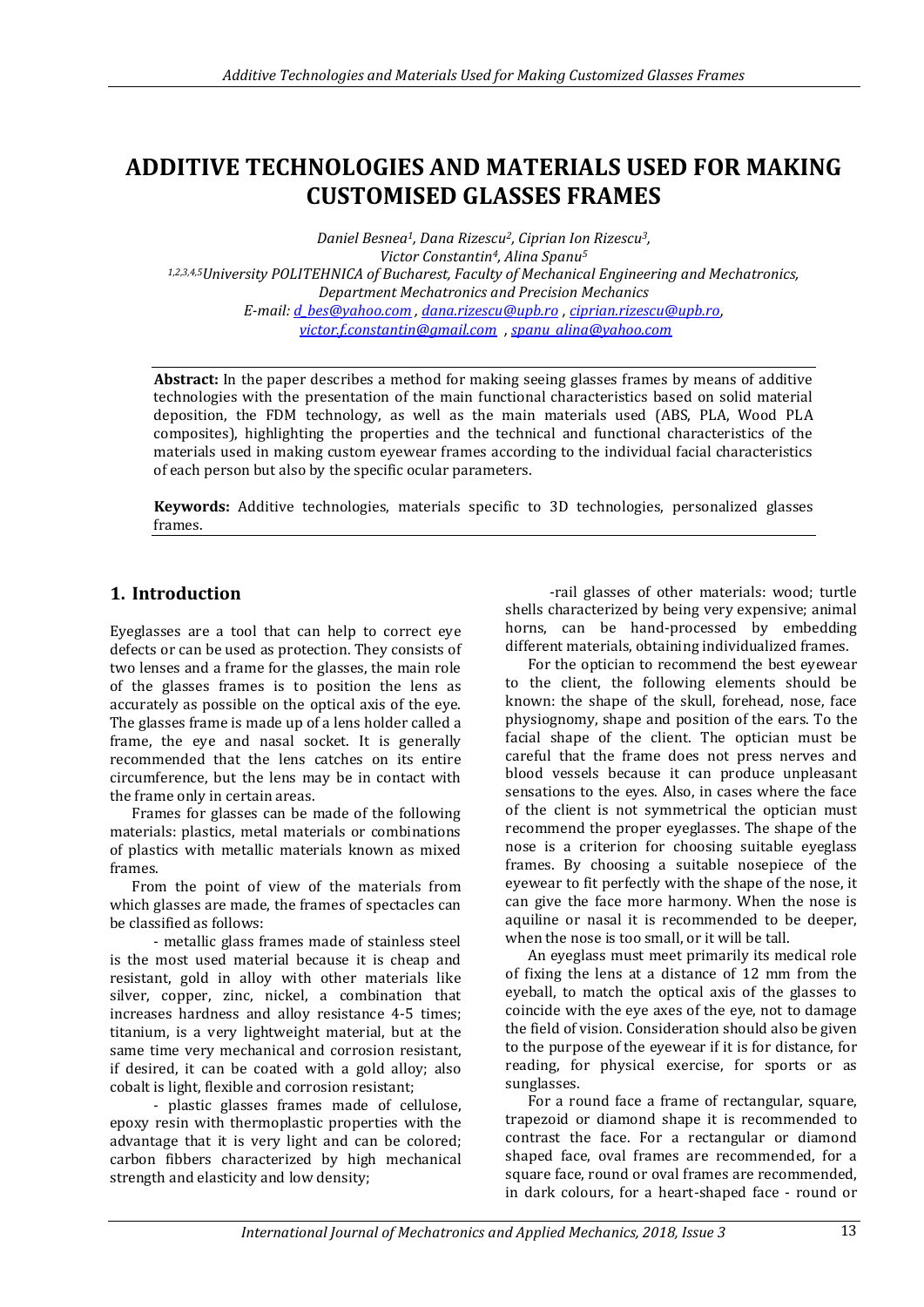# ADDITIVE TECHNOLOGIES AND MATERIALS USED FOR MAKING CUSTOMISED GLASSES FRAMES

*Daniel Besnea[1], Dana Rizescu[2], Ciprian Ion Rizescu[3], Victor Constantin[4], Alina Spanu[5]*

*[1,2,3,4,5]University POLITEHNICA of Bucharest, Faculty of Mechanical Engineering and Mechatronics, Department Mechatronics and Precision Mechanics*

*E-mail: d_bes@yahoo.com , dana.rizescu@upb.ro , ciprian.rizescu@upb.ro, victor.f.constantin@gmail.com , spanu_alina@yahoo.com*

**Abstract:** In the paper describes a method for making seeing glasses frames by means of additive technologies with the presentation of the main functional characteristics based on solid material deposition, the FDM technology, as well as the main materials used (ABS, PLA, Wood PLA composites), highlighting the properties and the technical and functional characteristics of the materials used in making custom eyewear frames according to the individual facial characteristics of each person but also by the specific ocular parameters.

**Keywords:** Additive technologies, materials specific to 3D technologies, personalized glasses frames.

## 1. Introduction

Eyeglasses are a tool that can help to correct eye defects or can be used as protection. They consists of two lenses and a frame for the glasses, the main role of the glasses frames is to position the lens as accurately as possible on the optical axis of the eye. The glasses frame is made up of a lens holder called a frame, the eye and nasal socket. It is generally recommended that the lens catches on its entire circumference, but the lens may be in contact with the frame only in certain areas.

Frames for glasses can be made of the following materials: plastics, metal materials or combinations of plastics with metallic materials known as mixed frames.

From the point of view of the materials from which glasses are made, the frames of spectacles can be classified as follows:

- metallic glass frames made of stainless steel is the most used material because it is cheap and resistant, gold in alloy with other materials like silver, copper, zinc, nickel, a combination that increases hardness and alloy resistance 4-5 times; titanium, is a very lightweight material, but at the same time very mechanical and corrosion resistant, if desired, it can be coated with a gold alloy; also cobalt is light, flexible and corrosion resistant;

- plastic glasses frames made of cellulose, epoxy resin with thermoplastic properties with the advantage that it is very light and can be colored; carbon fibbers characterized by high mechanical strength and elasticity and low density;

-rail glasses of other materials: wood; turtle shells characterized by being very expensive; animal horns, can be hand-processed by embedding different materials, obtaining individualized frames.

For the optician to recommend the best eyewear to the client, the following elements should be known: the shape of the skull, forehead, nose, face physiognomy, shape and position of the ears. To the facial shape of the client. The optician must be careful that the frame does not press nerves and blood vessels because it can produce unpleasant sensations to the eyes. Also, in cases where the face of the client is not symmetrical the optician must recommend the proper eyeglasses. The shape of the nose is a criterion for choosing suitable eyeglass frames. By choosing a suitable nosepiece of the eyewear to fit perfectly with the shape of the nose, it can give the face more harmony. When the nose is aquiline or nasal it is recommended to be deeper, when the nose is too small, or it will be tall.

An eyeglass must meet primarily its medical role of fixing the lens at a distance of 12 mm from the eyeball, to match the optical axis of the glasses to coincide with the eye axes of the eye, not to damage the field of vision. Consideration should also be given to the purpose of the eyewear if it is for distance, for reading, for physical exercise, for sports or as sunglasses.

For a round face a frame of rectangular, square, trapezoid or diamond shape it is recommended to contrast the face. For a rectangular or diamond shaped face, oval frames are recommended, for a square face, round or oval frames are recommended, in dark colours, for a heart-shaped face - round or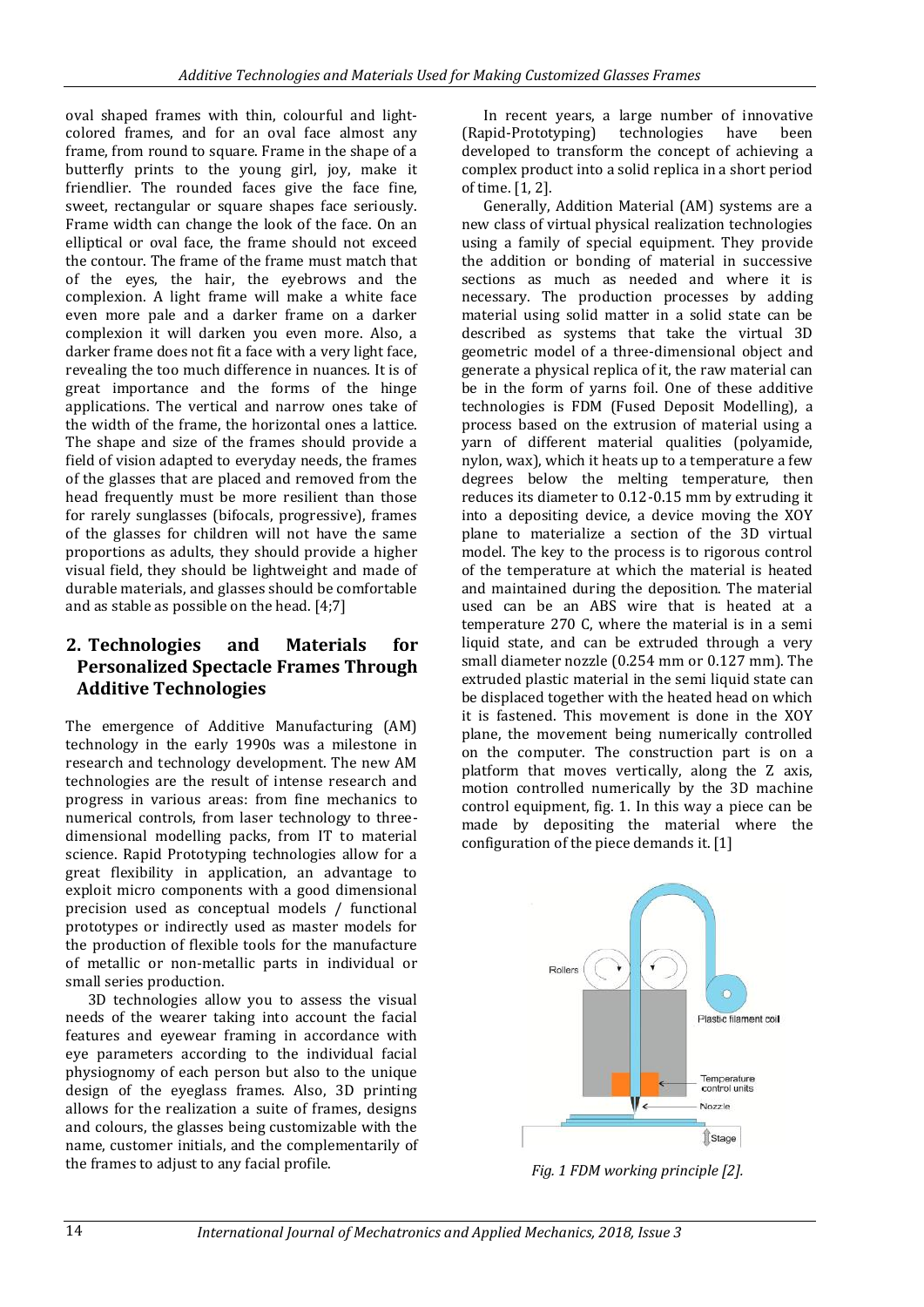oval shaped frames with thin, colourful and light-colored frames, and for an oval face almost any frame, from round to square. Frame in the shape of a butterfly prints to the young girl, joy, make it friendlier. The rounded faces give the face fine, sweet, rectangular or square shapes face seriously. Frame width can change the look of the face. On an elliptical or oval face, the frame should not exceed the contour. The frame of the frame must match that of the eyes, the hair, the eyebrows and the complexion. A light frame will make a white face even more pale and a darker frame on a darker complexion it will darken you even more. Also, a darker frame does not fit a face with a very light face, revealing the too much difference in nuances. It is of great importance and the forms of the hinge applications. The vertical and narrow ones take of the width of the frame, the horizontal ones a lattice. The shape and size of the frames should provide a field of vision adapted to everyday needs, the frames of the glasses that are placed and removed from the head frequently must be more resilient than those for rarely sunglasses (bifocals, progressive), frames of the glasses for children will not have the same proportions as adults, they should provide a higher visual field, they should be lightweight and made of durable materials, and glasses should be comfortable and as stable as possible on the head. [4;7]

## 2. Technologies and Materials for Personalized Spectacle Frames Through Additive Technologies

The emergence of Additive Manufacturing (AM) technology in the early 1990s was a milestone in research and technology development. The new AM technologies are the result of intense research and progress in various areas: from fine mechanics to numerical controls, from laser technology to three-dimensional modelling packs, from IT to material science. Rapid Prototyping technologies allow for a great flexibility in application, an advantage to exploit micro components with a good dimensional precision used as conceptual models / functional prototypes or indirectly used as master models for the production of flexible tools for the manufacture of metallic or non-metallic parts in individual or small series production.

3D technologies allow you to assess the visual needs of the wearer taking into account the facial features and eyewear framing in accordance with eye parameters according to the individual facial physiognomy of each person but also to the unique design of the eyeglass frames. Also, 3D printing allows for the realization a suite of frames, designs and colours, the glasses being customizable with the name, customer initials, and the complementarily of the frames to adjust to any facial profile.

In recent years, a large number of innovative (Rapid-Prototyping) technologies have been developed to transform the concept of achieving a complex product into a solid replica in a short period of time. [1, 2].

Generally, Addition Material (AM) systems are a new class of virtual physical realization technologies using a family of special equipment. They provide the addition or bonding of material in successive sections as much as needed and where it is necessary. The production processes by adding material using solid matter in a solid state can be described as systems that take the virtual 3D geometric model of a three-dimensional object and generate a physical replica of it, the raw material can be in the form of yarns foil. One of these additive technologies is FDM (Fused Deposit Modelling), a process based on the extrusion of material using a yarn of different material qualities (polyamide, nylon, wax), which it heats up to a temperature a few degrees below the melting temperature, then reduces its diameter to 0.12-0.15 mm by extruding it into a depositing device, a device moving the XOY plane to materialize a section of the 3D virtual model. The key to the process is to rigorous control of the temperature at which the material is heated and maintained during the deposition. The material used can be an ABS wire that is heated at a temperature 270 C, where the material is in a semi liquid state, and can be extruded through a very small diameter nozzle (0.254 mm or 0.127 mm). The extruded plastic material in the semi liquid state can be displaced together with the heated head on which it is fastened. This movement is done in the XOY plane, the movement being numerically controlled on the computer. The construction part is on a platform that moves vertically, along the Z axis, motion controlled numerically by the 3D machine control equipment, fig. 1. In this way a piece can be made by depositing the material where the configuration of the piece demands it. [1]

Rollers

Plastic filament coil

Temperature control units

Nozzle

Stage

*Fig. 1 FDM working principle [2].*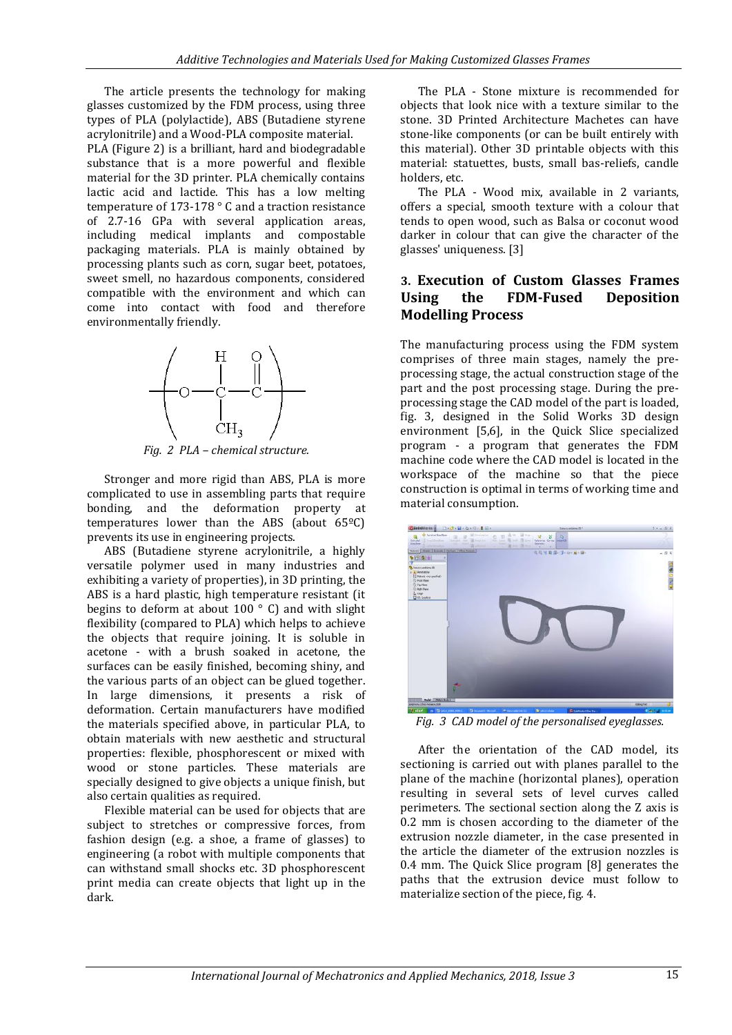The article presents the technology for making glasses customized by the FDM process, using three types of PLA (polylactide), ABS (Butadiene styrene acrylonitrile) and a Wood-PLA composite material.

PLA (Figure 2) is a brilliant, hard and biodegradable substance that is a more powerful and flexible material for the 3D printer. PLA chemically contains lactic acid and lactide. This has a low melting temperature of 173-178 ° C and a traction resistance of 2.7-16 GPa with several application areas, including medical implants and compostable packaging materials. PLA is mainly obtained by processing plants such as corn, sugar beet, potatoes, sweet smell, no hazardous components, considered compatible with the environment and which can come into contact with food and therefore environmentally friendly.

*Fig. 2 PLA – chemical structure.*

Stronger and more rigid than ABS, PLA is more complicated to use in assembling parts that require bonding, and the deformation property at temperatures lower than the ABS (about 65ºC) prevents its use in engineering projects.

ABS (Butadiene styrene acrylonitrile, a highly versatile polymer used in many industries and exhibiting a variety of properties), in 3D printing, the ABS is a hard plastic, high temperature resistant (it begins to deform at about 100 ° C) and with slight flexibility (compared to PLA) which helps to achieve the objects that require joining. It is soluble in acetone - with a brush soaked in acetone, the surfaces can be easily finished, becoming shiny, and the various parts of an object can be glued together. In large dimensions, it presents a risk of deformation. Certain manufacturers have modified the materials specified above, in particular PLA, to obtain materials with new aesthetic and structural properties: flexible, phosphorescent or mixed with wood or stone particles. These materials are specially designed to give objects a unique finish, but also certain qualities as required.

Flexible material can be used for objects that are subject to stretches or compressive forces, from fashion design (e.g. a shoe, a frame of glasses) to engineering (a robot with multiple components that can withstand small shocks etc. 3D phosphorescent print media can create objects that light up in the dark.

The PLA - Stone mixture is recommended for objects that look nice with a texture similar to the stone. 3D Printed Architecture Machetes can have stone-like components (or can be built entirely with this material). Other 3D printable objects with this material: statuettes, busts, small bas-reliefs, candle holders, etc.

The PLA - Wood mix, available in 2 variants, offers a special, smooth texture with a colour that tends to open wood, such as Balsa or coconut wood darker in colour that can give the character of the glasses' uniqueness. [3]

## 3. Execution of Custom Glasses Frames Using the FDM-Fused Deposition Modelling Process

The manufacturing process using the FDM system comprises of three main stages, namely the pre-processing stage, the actual construction stage of the part and the post processing stage. During the pre-processing stage the CAD model of the part is loaded, fig. 3, designed in the Solid Works 3D design environment [5,6], in the Quick Slice specialized program - a program that generates the FDM machine code where the CAD model is located in the workspace of the machine so that the piece construction is optimal in terms of working time and material consumption.

*Fig. 3 CAD model of the personalised eyeglasses.*

After the orientation of the CAD model, its sectioning is carried out with planes parallel to the plane of the machine (horizontal planes), operation resulting in several sets of level curves called perimeters. The sectional section along the Z axis is 0.2 mm is chosen according to the diameter of the extrusion nozzle diameter, in the case presented in the article the diameter of the extrusion nozzles is 0.4 mm. The Quick Slice program [8] generates the paths that the extrusion device must follow to materialize section of the piece, fig. 4.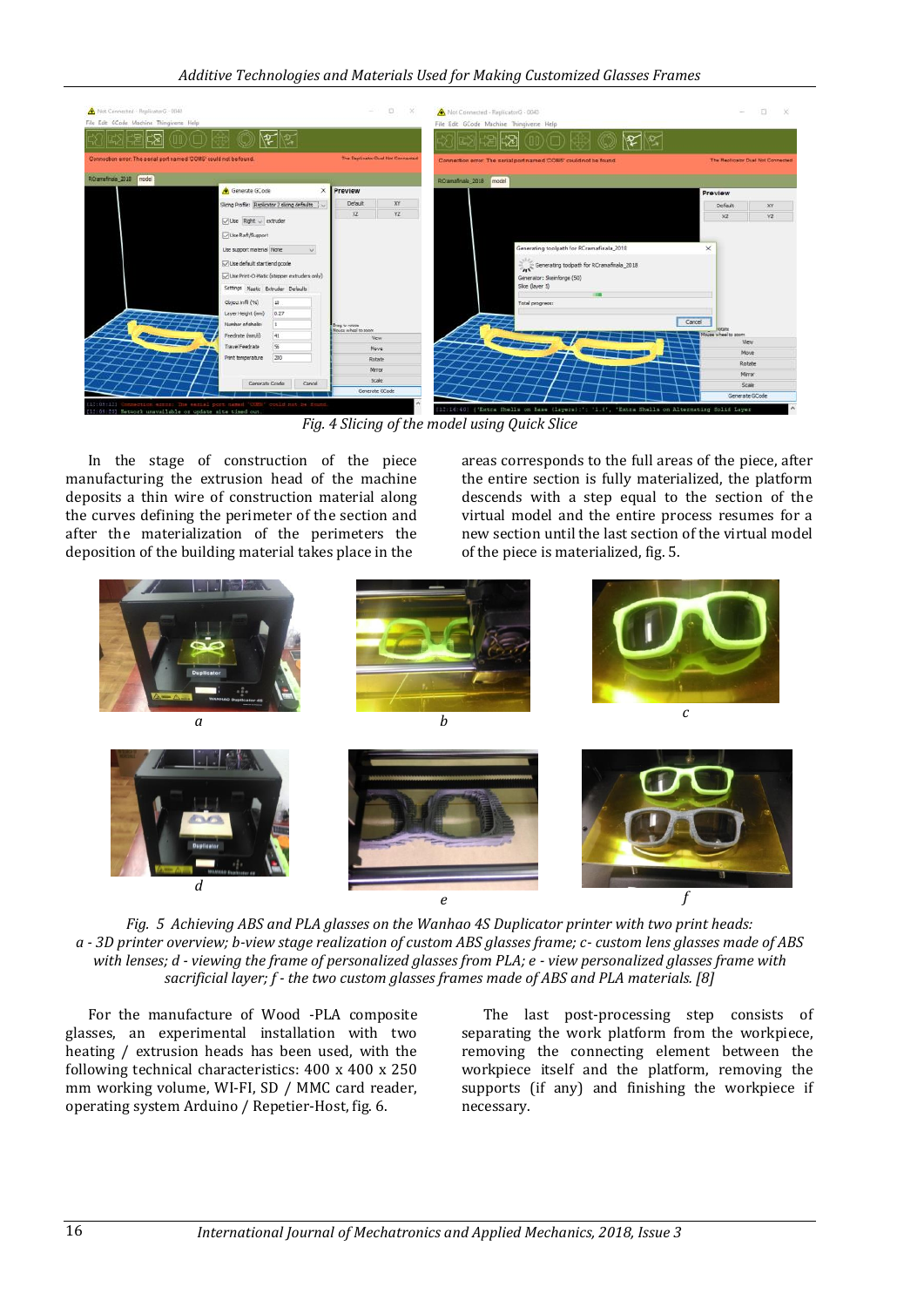*Fig. 4 Slicing of the model using Quick Slice*

In the stage of construction of the piece manufacturing the extrusion head of the machine deposits a thin wire of construction material along the curves defining the perimeter of the section and after the materialization of the perimeters the deposition of the building material takes place in the areas corresponds to the full areas of the piece, after the entire section is fully materialized, the platform descends with a step equal to the section of the virtual model and the entire process resumes for a new section until the last section of the virtual model of the piece is materialized, fig. 5.

*Fig. 5 Achieving ABS and PLA glasses on the Wanhao 4S Duplicator printer with two print heads: a - 3D printer overview; b-view stage realization of custom ABS glasses frame; c- custom lens glasses made of ABS with lenses; d - viewing the frame of personalized glasses from PLA; e - view personalized glasses frame with sacrificial layer; f - the two custom glasses frames made of ABS and PLA materials. [8]*

For the manufacture of Wood -PLA composite glasses, an experimental installation with two heating / extrusion heads has been used, with the following technical characteristics: 400 x 400 x 250 mm working volume, WI-FI, SD / MMC card reader, operating system Arduino / Repetier-Host, fig. 6.

The last post-processing step consists of separating the work platform from the workpiece, removing the connecting element between the workpiece itself and the platform, removing the supports (if any) and finishing the workpiece if necessary.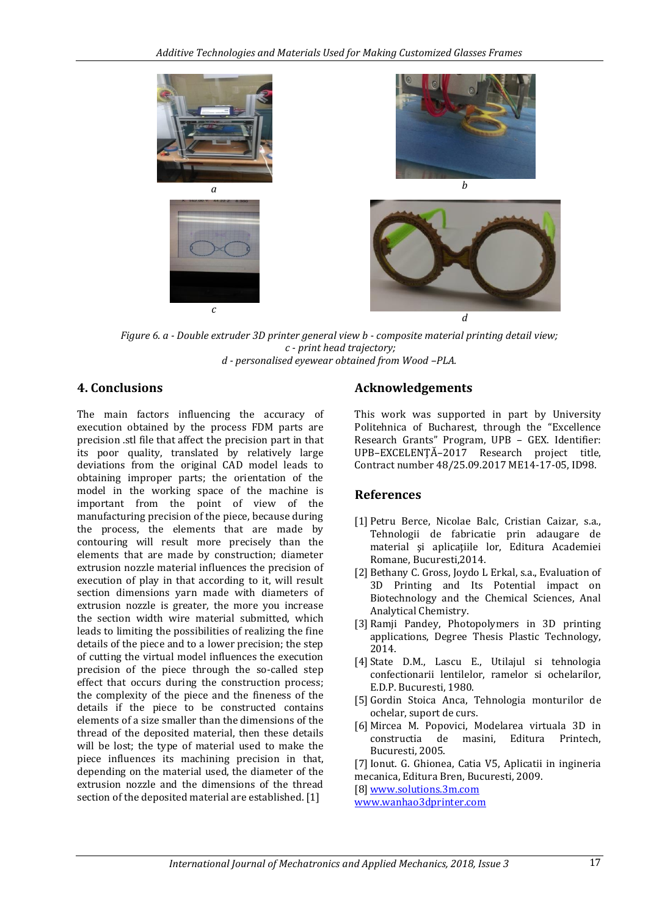a

b

c

d

*Figure 6. a - Double extruder 3D printer general view b - composite material printing detail view; c - print head trajectory; d - personalised eyewear obtained from Wood –PLA.*

## 4. Conclusions

The main factors influencing the accuracy of execution obtained by the process FDM parts are precision .stl file that affect the precision part in that its poor quality, translated by relatively large deviations from the original CAD model leads to obtaining improper parts; the orientation of the model in the working space of the machine is important from the point of view of the manufacturing precision of the piece, because during the process, the elements that are made by contouring will result more precisely than the elements that are made by construction; diameter extrusion nozzle material influences the precision of execution of play in that according to it, will result section dimensions yarn made with diameters of extrusion nozzle is greater, the more you increase the section width wire material submitted, which leads to limiting the possibilities of realizing the fine details of the piece and to a lower precision; the step of cutting the virtual model influences the execution precision of the piece through the so-called step effect that occurs during the construction process; the complexity of the piece and the fineness of the details if the piece to be constructed contains elements of a size smaller than the dimensions of the thread of the deposited material, then these details will be lost; the type of material used to make the piece influences its machining precision in that, depending on the material used, the diameter of the extrusion nozzle and the dimensions of the thread section of the deposited material are established. [1]

## Acknowledgements

This work was supported in part by University Politehnica of Bucharest, through the "Excellence Research Grants" Program, UPB – GEX. Identifier: UPB–EXCELENȚĂ–2017 Research project title, Contract number 48/25.09.2017 ME14-17-05, ID98.

## References

[1] Petru Berce, Nicolae Balc, Cristian Caizar, s.a., Tehnologii de fabricatie prin adaugare de material şi aplicaţiile lor, Editura Academiei Romane, Bucuresti,2014.

[2] Bethany C. Gross, Joydo L Erkal, s.a., Evaluation of 3D Printing and Its Potential impact on Biotechnology and the Chemical Sciences, Anal Analytical Chemistry.

[3] Ramji Pandey, Photopolymers in 3D printing applications, Degree Thesis Plastic Technology, 2014.

[4] State D.M., Lascu E., Utilajul si tehnologia confectionarii lentilelor, ramelor si ochelarilor, E.D.P. Bucuresti, 1980.

[5] Gordin Stoica Anca, Tehnologia monturilor de ochelar, suport de curs.

[6] Mircea M. Popovici, Modelarea virtuala 3D in constructia de masini, Editura Printech, Bucuresti, 2005.

[7] Ionut. G. Ghionea, Catia V5, Aplicatii in ingineria mecanica, Editura Bren, Bucuresti, 2009.

[8] www.solutions.3m.com
www.wanhao3dprinter.com